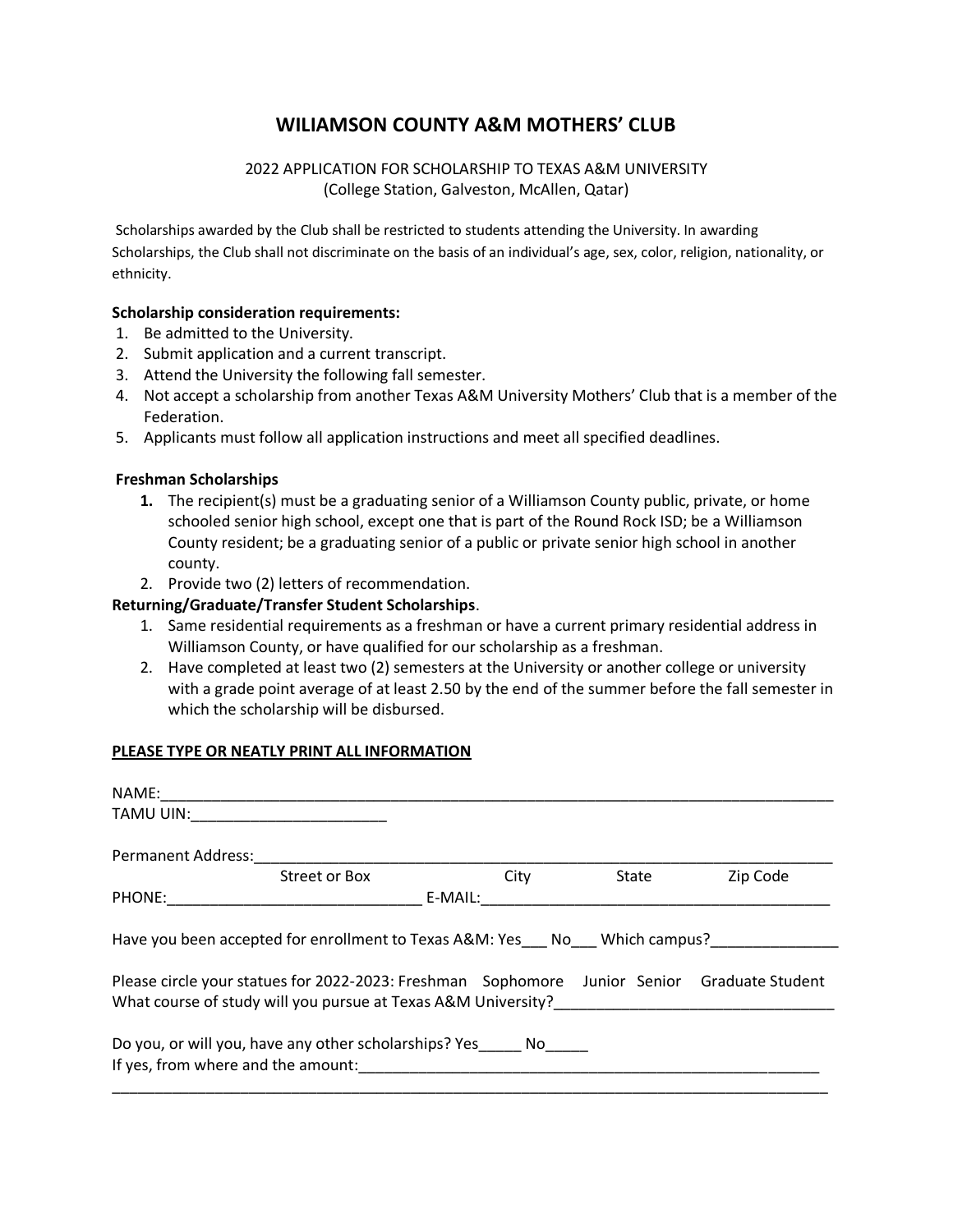# WILIAMSON COUNTY A&M MOTHERS' CLUB

2022 APPLICATION FOR SCHOLARSHIP TO TEXAS A&M UNIVERSITY
(College Station, Galveston, McAllen, Qatar)

Scholarships awarded by the Club shall be restricted to students attending the University. In awarding Scholarships, the Club shall not discriminate on the basis of an individual's age, sex, color, religion, nationality, or ethnicity.

**Scholarship consideration requirements:**

1. Be admitted to the University.
2. Submit application and a current transcript.
3. Attend the University the following fall semester.
4. Not accept a scholarship from another Texas A&M University Mothers' Club that is a member of the Federation.
5. Applicants must follow all application instructions and meet all specified deadlines.

**Freshman Scholarships**

1. The recipient(s) must be a graduating senior of a Williamson County public, private, or home schooled senior high school, except one that is part of the Round Rock ISD; be a Williamson County resident; be a graduating senior of a public or private senior high school in another county.
2. Provide two (2) letters of recommendation.

**Returning/Graduate/Transfer Student Scholarships**.

1. Same residential requirements as a freshman or have a current primary residential address in Williamson County, or have qualified for our scholarship as a freshman.
2. Have completed at least two (2) semesters at the University or another college or university with a grade point average of at least 2.50 by the end of the summer before the fall semester in which the scholarship will be disbursed.

**PLEASE TYPE OR NEATLY PRINT ALL INFORMATION**

NAME:_______________________________________________________________________________

TAMU UIN:_______________________

Permanent Address:_______________________________________________________________________
Street or Box City State Zip Code

PHONE:______________________________ E-MAIL:__________________________________________

Have you been accepted for enrollment to Texas A&M: Yes___ No___ Which campus?_______________

Please circle your statues for 2022-2023: Freshman Sophomore Junior Senior Graduate Student

What course of study will you pursue at Texas A&M University?_________________________________

Do you, or will you, have any other scholarships? Yes_____ No_____

If yes, from where and the amount:_________________________________________________________

_____________________________________________________________________________________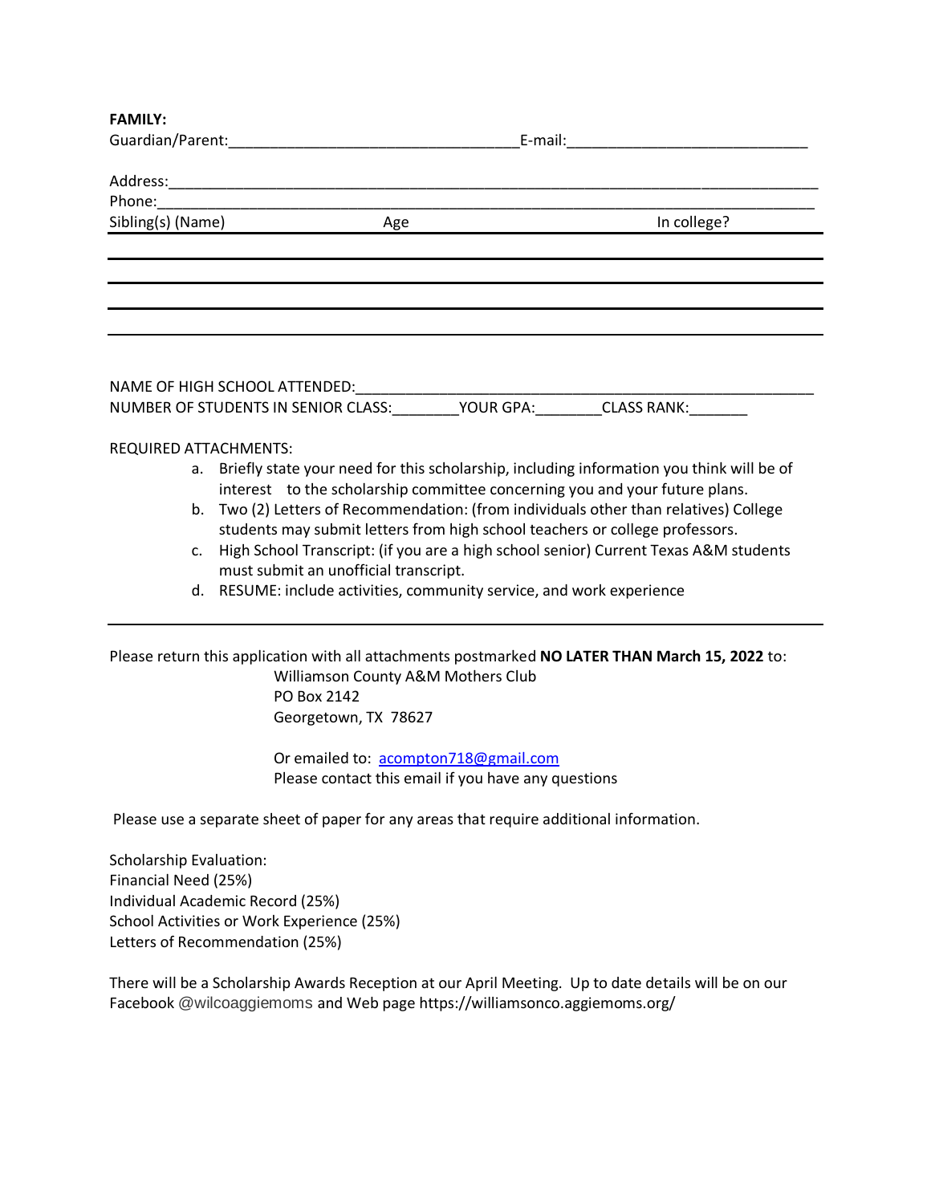**FAMILY:**

Guardian/Parent:___________________________________E-mail:_____________________________

Address:_______________________________________________________________________________

Phone:_________________________________________________________________________________

| Sibling(s) (Name) | Age | In college? |
|---|---|---|
| | | |
| | | |
| | | |
| | | |

NAME OF HIGH SCHOOL ATTENDED:_________________________________________________________

NUMBER OF STUDENTS IN SENIOR CLASS:________YOUR GPA:________CLASS RANK:_______

REQUIRED ATTACHMENTS:

a. Briefly state your need for this scholarship, including information you think will be of interest to the scholarship committee concerning you and your future plans.
b. Two (2) Letters of Recommendation: (from individuals other than relatives) College students may submit letters from high school teachers or college professors.
c. High School Transcript: (if you are a high school senior) Current Texas A&M students must submit an unofficial transcript.
d. RESUME: include activities, community service, and work experience

---

Please return this application with all attachments postmarked **NO LATER THAN March 15, 2022** to:

Williamson County A&M Mothers Club
PO Box 2142
Georgetown, TX 78627

Or emailed to: acompton718@gmail.com
Please contact this email if you have any questions

Please use a separate sheet of paper for any areas that require additional information.

Scholarship Evaluation:
Financial Need (25%)
Individual Academic Record (25%)
School Activities or Work Experience (25%)
Letters of Recommendation (25%)

There will be a Scholarship Awards Reception at our April Meeting. Up to date details will be on our Facebook @wilcoaggiemoms and Web page https://williamsonco.aggiemoms.org/